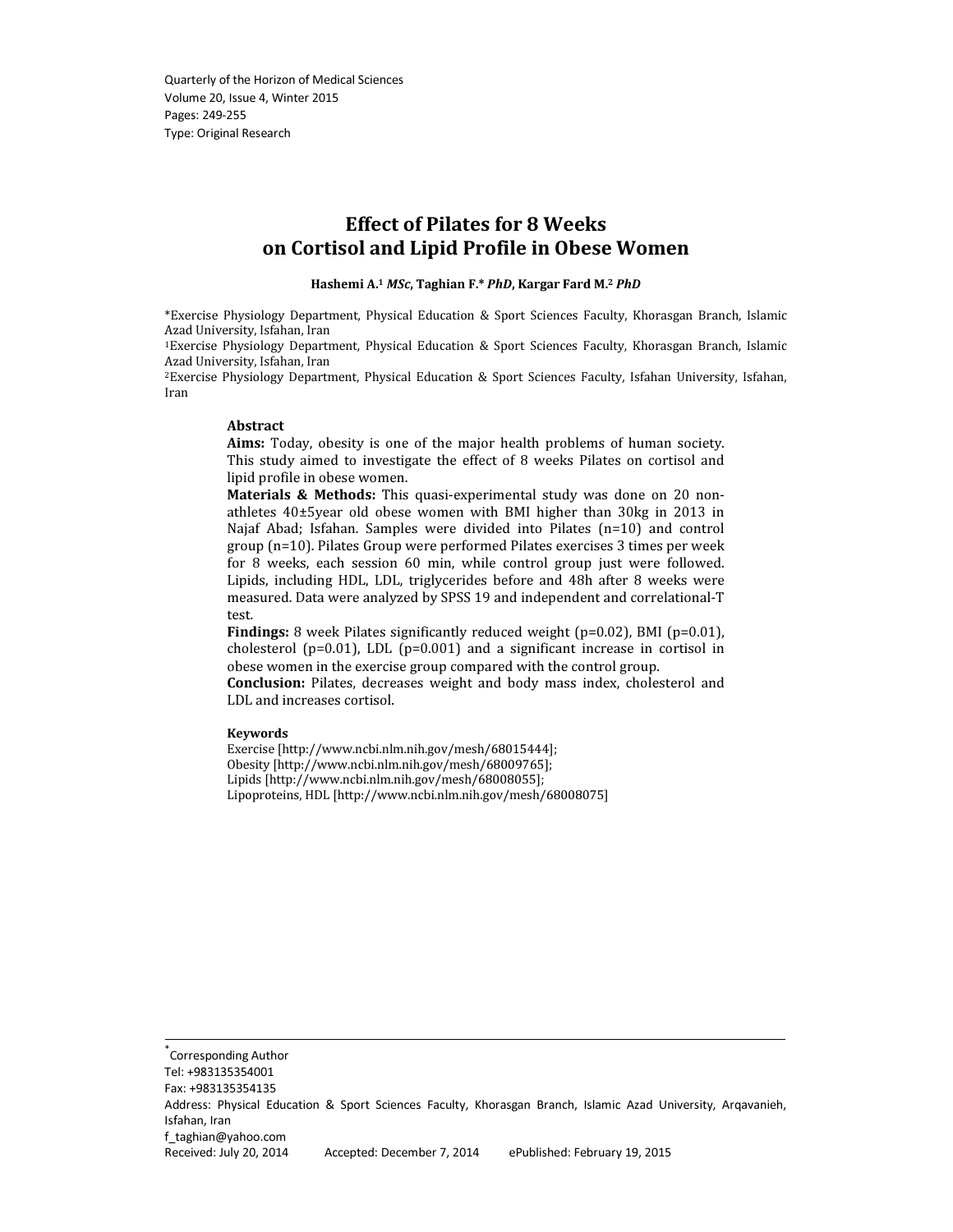Quarterly of the Horizon of Medical Sciences
Volume 20, Issue 4, Winter 2015
Pages: 249-255
Type: Original Research

# Effect of Pilates for 8 Weeks on Cortisol and Lipid Profile in Obese Women

**Hashemi A.[1] *MSc*, Taghian F.* *PhD*, Kargar Fard M.[2] *PhD***

*Exercise Physiology Department, Physical Education & Sport Sciences Faculty, Khorasgan Branch, Islamic Azad University, Isfahan, Iran
[1]Exercise Physiology Department, Physical Education & Sport Sciences Faculty, Khorasgan Branch, Islamic Azad University, Isfahan, Iran
[2]Exercise Physiology Department, Physical Education & Sport Sciences Faculty, Isfahan University, Isfahan, Iran

## Abstract

**Aims:** Today, obesity is one of the major health problems of human society. This study aimed to investigate the effect of 8 weeks Pilates on cortisol and lipid profile in obese women.

**Materials & Methods:** This quasi-experimental study was done on 20 non-athletes 40±5year old obese women with BMI higher than 30kg in 2013 in Najaf Abad; Isfahan. Samples were divided into Pilates (n=10) and control group (n=10). Pilates Group were performed Pilates exercises 3 times per week for 8 weeks, each session 60 min, while control group just were followed. Lipids, including HDL, LDL, triglycerides before and 48h after 8 weeks were measured. Data were analyzed by SPSS 19 and independent and correlational-T test.

**Findings:** 8 week Pilates significantly reduced weight ($p=0.02$), BMI ($p=0.01$), cholesterol ($p=0.01$), LDL ($p=0.001$) and a significant increase in cortisol in obese women in the exercise group compared with the control group.

**Conclusion:** Pilates, decreases weight and body mass index, cholesterol and LDL and increases cortisol.

### Keywords

Exercise [http://www.ncbi.nlm.nih.gov/mesh/68015444];
Obesity [http://www.ncbi.nlm.nih.gov/mesh/68009765];
Lipids [http://www.ncbi.nlm.nih.gov/mesh/68008055];
Lipoproteins, HDL [http://www.ncbi.nlm.nih.gov/mesh/68008075]

---

*Corresponding Author
Tel: +983135354001
Fax: +983135354135
Address: Physical Education & Sport Sciences Faculty, Khorasgan Branch, Islamic Azad University, Arqavanieh, Isfahan, Iran
f_taghian@yahoo.com
Received: July 20, 2014 Accepted: December 7, 2014 ePublished: February 19, 2015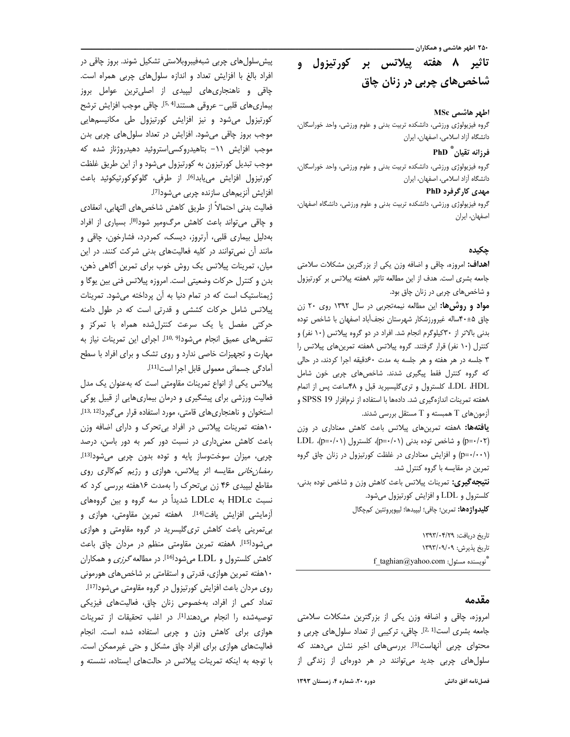# تاثیر ۸ هفته پیلاتس بر کورتیزول و شاخص‌های چربی در زنان چاق

**اطهر هاشمی MSc**

گروه فیزیولوژی ورزشی، دانشکده تربیت بدنی و علوم ورزشی، واحد خوراسگان، دانشگاه آزاد اسلامی، اصفهان، ایران

**فرزانه تقیان* PhD**

گروه فیزیولوژی ورزشی، دانشکده تربیت بدنی و علوم ورزشی، واحد خوراسگان، دانشگاه آزاد اسلامی، اصفهان، ایران

**مهدی کارگرفرد PhD**

گروه فیزیولوژی ورزشی، دانشکده تربیت بدنی و علوم ورزشی، دانشگاه اصفهان، اصفهان، ایران

## چکیده

**اهداف:** امروزه، چاقی و اضافه وزن یکی از بزرگترین مشکلات سلامتی جامعه بشری است. هدف از این مطالعه تاثیر ۸هفته پیلاتس بر کورتیزول و شاخص‌های چربی در زنان چاق بود.

**مواد و روش‌ها:** این مطالعه نیمه‌تجربی در سال ۱۳۹۲ روی ۲۰ زن چاق ۵±۴۰ساله غیرورزشکار شهرستان نجف‌آباد اصفهان با شاخص توده بدنی بالاتر از ۳۰کیلوگرم انجام شد. افراد در دو گروه پیلاتس (۱۰ نفر) و کنترل (۱۰ نفر) قرار گرفتند. گروه پیلاتس ۸هفته تمرین‌های پیلاتس را ۳ جلسه در هر هفته و هر جلسه به مدت ۶۰دقیقه اجرا کردند، در حالی که گروه کنترل فقط پیگیری شدند. شاخص‌های چربی خون شامل HDL، LDL، کلسترول و تری‌گلیسیرید قبل و ۴۸ساعت پس از اتمام ۸هفته تمرینات اندازه‌گیری شد. داده‌ها با استفاده از نرم‌افزار SPSS 19 و آزمون‌های T همبسته و T مستقل بررسی شدند.

**یافته‌ها:** ۸هفته تمرین‌های پیلاتس باعث کاهش معناداری در وزن ($p=0/02$) و شاخص توده بدنی ($p=0/01$)، کلسترول ($p=0/01$)، LDL ($p=0/001$) و افزایش معناداری در غلظت کورتیزول در زنان چاق گروه تمرین در مقایسه با گروه کنترل شد.

**نتیجه‌گیری:** تمرینات پیلاتس باعث کاهش وزن و شاخص توده بدنی، کلسترول و LDL و افزایش کورتیزول می‌شود.

**کلیدواژه‌ها:** تمرین؛ چاقی؛ لیپیدها؛ لیپوپروتئین کم‌چگال

تاریخ دریافت: ۱۳۹۳/۰۴/۲۹

تاریخ پذیرش: ۱۳۹۳/۰۹/۰۹

*نویسنده مسئول: f_taghian@yahoo.com

## مقدمه

امروزه، چاقی و اضافه وزن یکی از بزرگترین مشکلات سلامتی جامعه بشری است[1, 2]. چاقی، ترکیبی از تعداد سلول‌های چربی و محتوای چربی آنهاست[3]. بررسی‌های اخیر نشان می‌دهند که سلول‌های چربی جدید می‌توانند در هر دوره‌ای از زندگی از پیش‌سلول‌های چربی شبه‌فیبروبلاستی تشکیل شوند. بروز چاقی در افراد بالغ با افزایش تعداد و اندازه سلول‌های چربی همراه است. چاقی و ناهنجاری‌های لیپیدی از اصلی‌ترین عوامل بروز بیماری‌های قلبی- عروقی هستند[4, 5]. چاقی موجب افزایش ترشح کورتیزول می‌شود و نیز افزایش کورتیزول طی مکانیسم‌هایی موجب بروز چاقی می‌شود. افزایش در تعداد سلول‌های چربی بدن موجب افزایش ۱۱- بتاهیدروکسی‌استروئید دهیدروژناز شده که موجب تبدیل کورتیزون به کورتیزول می‌شود و از این طریق غلظت کورتیزول افزایش می‌یابد[6]. از طرفی، گلوکوکورتیکوئید باعث افزایش آنزیم‌های سازنده چربی می‌شود[7].

فعالیت بدنی احتمالاً از طریق کاهش شاخص‌های التهابی، انعقادی و چاقی می‌تواند باعث کاهش مرگ‌ومیر شود[8]. بسیاری از افراد به‌دلیل بیماری قلبی، آرتروز، دیسک، کمردرد، فشارخون، چاقی و مانند آن نمی‌توانند در کلیه فعالیت‌های بدنی شرکت کنند. در این میان، تمرینات پیلاتس یک روش خوب برای تمرین آگاهی ذهن، بدن و کنترل حرکات وضعیتی است. امروزه پیلاتس فنی بین یوگا و ژیمناستیک است که در تمام دنیا به آن پرداخته می‌شود. تمرینات پیلاتس شامل حرکات کششی و قدرتی است که در طول دامنه حرکتی مفصل یا یک سرعت کنترل‌شده همراه با تمرکز و تنفس‌های عمیق انجام می‌شود[9, 10]. اجرای این تمرینات نیاز به مهارت و تجهیزات خاصی ندارد و روی تشک و برای افراد با سطح آمادگی جسمانی معمولی قابل اجرا است[11].

پیلاتس یکی از انواع تمرینات مقاومتی است که به‌عنوان یک مدل فعالیت ورزشی برای پیشگیری و درمان بیماری‌هایی از قبیل پوکی استخوان و ناهنجاری‌های قامتی، مورد استفاده قرار می‌گیرد[12, 13]. ۱۰هفته تمرینات پیلاتس در افراد بی‌تحرک و دارای اضافه وزن باعث کاهش معنی‌داری در نسبت دور کمر به دور باسن، درصد چربی، میزان سوخت‌وساز پایه و توده بدون چربی می‌شود[13]. *رمضان‌خانی* مقایسه اثر پیلاتس، هوازی و رژیم کم‌کالری روی مقاطع لیپیدی ۴۶ زن بی‌تحرک را به‌مدت ۱۶هفته بررسی کرد که نسبت HDLc به LDLc شدیداً در سه گروه و بین گروه‌های آزمایشی افزایش یافت[14]. ۸هفته تمرین مقاومتی، هوازی و بی‌تمرینی باعث کاهش تری‌گلیسرید در گروه مقاومتی و هوازی می‌شود[15]. ۸هفته تمرین مقاومتی منظم در مردان چاق باعث کاهش کلسترول و LDL می‌شود[16]. در مطالعه *گرزی* و همکاران ۱۰هفته تمرین هوازی، قدرتی و استقامتی بر شاخص‌های هورمونی روی مردان باعث افزایش کورتیزول در گروه مقاومتی می‌شود[17].

تعداد کمی از افراد، به‌خصوص زنان چاق، فعالیت‌های فیزیکی توصیه‌شده را انجام می‌دهند[1]. در اغلب تحقیقات از تمرینات هوازی برای کاهش وزن و چربی استفاده شده است. انجام فعالیت‌های هوازی برای افراد چاق مشکل و حتی غیرممکن است. با توجه به اینکه تمرینات پیلاتس در حالت‌های ایستاده، نشسته و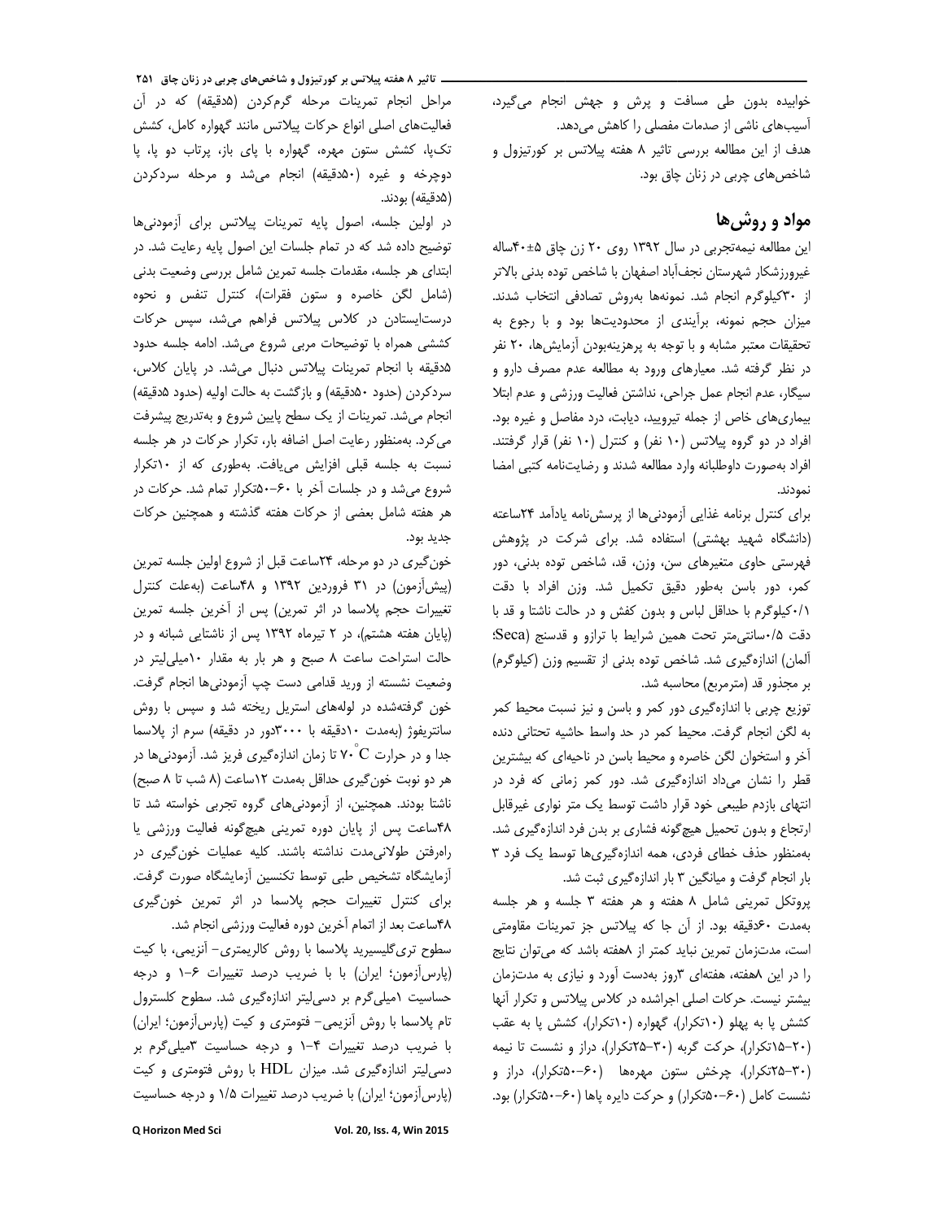خوابیده بدون طی مسافت و پرش و جهش انجام می‌گیرد، آسیب‌های ناشی از صدمات مفصلی را کاهش می‌دهد.

هدف از این مطالعه بررسی تاثیر ۸ هفته پیلاتس بر کورتیزول و شاخص‌های چربی در زنان چاق بود.

## مواد و روش‌ها

این مطالعه نیمه‌تجربی در سال ۱۳۹۲ روی ۲۰ زن چاق ۵±۴۰ساله غیرورزشکار شهرستان نجف‌آباد اصفهان با شاخص توده بدنی بالاتر از ۳۰کیلوگرم انجام شد. نمونه‌ها به‌روش تصادفی انتخاب شدند. میزان حجم نمونه، برآیندی از محدودیت‌ها بود و با رجوع به تحقیقات معتبر مشابه و با توجه به پرهزینه‌بودن آزمایش‌ها، ۲۰ نفر در نظر گرفته شد. معیارهای ورود به مطالعه عدم مصرف دارو و سیگار، عدم انجام عمل جراحی، نداشتن فعالیت ورزشی و عدم ابتلا بیماری‌های خاص از جمله تیرویید، دیابت، درد مفاصل و غیره بود. افراد در دو گروه پیلاتس (۱۰ نفر) و کنترل (۱۰ نفر) قرار گرفتند. افراد به‌صورت داوطلبانه وارد مطالعه شدند و رضایت‌نامه کتبی امضا نمودند.

برای کنترل برنامه غذایی آزمودنی‌ها از پرسش‌نامه یادآمد ۲۴ساعته (دانشگاه شهید بهشتی) استفاده شد. برای شرکت در پژوهش فهرستی حاوی متغیرهای سن، وزن، قد، شاخص توده بدنی، دور کمر، دور باسن به‌طور دقیق تکمیل شد. وزن افراد با دقت ۰/۱کیلوگرم با حداقل لباس و بدون کفش و در حالت ناشتا و قد با دقت ۰/۵سانتی‌متر تحت همین شرایط با ترازو و قدسنج (Seca؛ آلمان) اندازه‌گیری شد. شاخص توده بدنی از تقسیم وزن (کیلوگرم) بر مجذور قد (مترمربع) محاسبه شد.

توزیع چربی با اندازه‌گیری دور کمر و باسن و نیز نسبت محیط کمر به لگن انجام گرفت. محیط کمر در حد واسط حاشیه تحتانی دنده آخر و استخوان لگن خاصره و محیط باسن در ناحیه‌ای که بیشترین قطر را نشان می‌داد اندازه‌گیری شد. دور کمر زمانی که فرد در انتهای بازدم طبیعی خود قرار داشت توسط یک متر نواری غیرقابل ارتجاع و بدون تحمیل هیچ‌گونه فشاری بر بدن فرد اندازه‌گیری شد. به‌منظور حذف خطای فردی، همه اندازه‌گیری‌ها توسط یک فرد ۳ بار انجام گرفت و میانگین ۳ بار اندازه‌گیری ثبت شد.

پروتکل تمرینی شامل ۸ هفته و هر هفته ۳ جلسه و هر جلسه به‌مدت ۶۰دقیقه بود. از آن جا که پیلاتس جز تمرینات مقاومتی است، مدت‌زمان تمرین نباید کمتر از ۸هفته باشد که می‌توان نتایج را در این ۸هفته، هفته‌ای ۳روز به‌دست آورد و نیازی به مدت‌زمان بیشتر نیست. حرکات اصلی اجراشده در کلاس پیلاتس و تکرار آنها کشش پا به پهلو (۱۰تکرار)، گهواره (۱۰تکرار)، کشش پا به عقب (۲۰-۱۵تکرار)، حرکت گربه (۳۰-۲۵تکرار)، دراز و نشست تا نیمه (۳۰-۲۵تکرار)، چرخش ستون مهره‌ها (۶۰-۵۰تکرار)، دراز و نشست کامل (۶۰-۵۰تکرار) و حرکت دایره پاها (۶۰-۵۰تکرار) بود.

مراحل انجام تمرینات مرحله گرم‌کردن (۵دقیقه) که در آن فعالیت‌های اصلی انواع حرکات پیلاتس مانند گهواره کامل، کشش تک‌پا، کشش ستون مهره، گهواره با پای باز، پرتاب دو پا، پا دوچرخه و غیره (۵۰دقیقه) انجام می‌شد و مرحله سردکردن (۵دقیقه) بودند.

در اولین جلسه، اصول پایه تمرینات پیلاتس برای آزمودنی‌ها توضیح داده شد که در تمام جلسات این اصول پایه رعایت شد. در ابتدای هر جلسه، مقدمات جلسه تمرین شامل بررسی وضعیت بدنی (شامل لگن خاصره و ستون فقرات)، کنترل تنفس و نحوه درست‌ایستادن در کلاس پیلاتس فراهم می‌شد، سپس حرکات کششی همراه با توضیحات مربی شروع می‌شد. ادامه جلسه حدود ۵دقیقه با انجام تمرینات پیلاتس دنبال می‌شد. در پایان کلاس، سردکردن (حدود ۵۰دقیقه) و بازگشت به حالت اولیه (حدود ۵دقیقه) انجام می‌شد. تمرینات از یک سطح پایین شروع و به‌تدریج پیشرفت می‌کرد. به‌منظور رعایت اصل اضافه بار، تکرار حرکات در هر جلسه نسبت به جلسه قبلی افزایش می‌یافت. به‌طوری که از ۱۰تکرار شروع می‌شد و در جلسات آخر با ۶۰-۵۰تکرار تمام شد. حرکات در هر هفته شامل بعضی از حرکات هفته گذشته و همچنین حرکات جدید بود.

خون‌گیری در دو مرحله، ۲۴ساعت قبل از شروع اولین جلسه تمرین (پیش‌آزمون) در ۳۱ فروردین ۱۳۹۲ و ۴۸ساعت (به‌علت کنترل تغییرات حجم پلاسما در اثر تمرین) پس از آخرین جلسه تمرین (پایان هفته هشتم)، در ۲ تیرماه ۱۳۹۲ پس از ناشتایی شبانه و در حالت استراحت ساعت ۸ صبح و هر بار به مقدار ۱۰میلی‌لیتر در وضعیت نشسته از ورید قدامی دست چپ آزمودنی‌ها انجام گرفت. خون گرفته‌شده در لوله‌های استریل ریخته شد و سپس با روش سانتریفوژ (به‌مدت ۱۰دقیقه با ۳۰۰۰دور در دقیقه) سرم از پلاسما جدا و در حرارت $70^{\circ}C$ تا زمان اندازه‌گیری فریز شد. آزمودنی‌ها در هر دو نوبت خون‌گیری حداقل به‌مدت ۱۲ساعت (۸ شب تا ۸ صبح) ناشتا بودند. همچنین، از آزمودنی‌های گروه تجربی خواسته شد تا ۴۸ساعت پس از پایان دوره تمرینی هیچ‌گونه فعالیت ورزشی یا راه‌رفتن طولانی‌مدت نداشته باشند. کلیه عملیات خون‌گیری در آزمایشگاه تشخیص طبی توسط تکنسین آزمایشگاه صورت گرفت. برای کنترل تغییرات حجم پلاسما در اثر تمرین خون‌گیری ۴۸ساعت بعد از اتمام آخرین دوره فعالیت ورزشی انجام شد.

سطوح تری‌گلیسیرید پلاسما با روش کالریمتری- آنزیمی، با کیت (پارس‌آزمون؛ ایران) با با ضریب درصد تغییرات ۶-۱ و درجه حساسیت ۱میلی‌گرم بر دسی‌لیتر اندازه‌گیری شد. سطوح کلسترول تام پلاسما با روش آنزیمی- فتومتری و کیت (پارس‌آزمون؛ ایران) با ضریب درصد تغییرات ۴-۱ و درجه حساسیت ۳میلی‌گرم بر دسی‌لیتر اندازه‌گیری شد. میزان HDL با روش فتومتری و کیت (پارس‌آزمون؛ ایران) با ضریب درصد تغییرات ۱/۵ و درجه حساسیت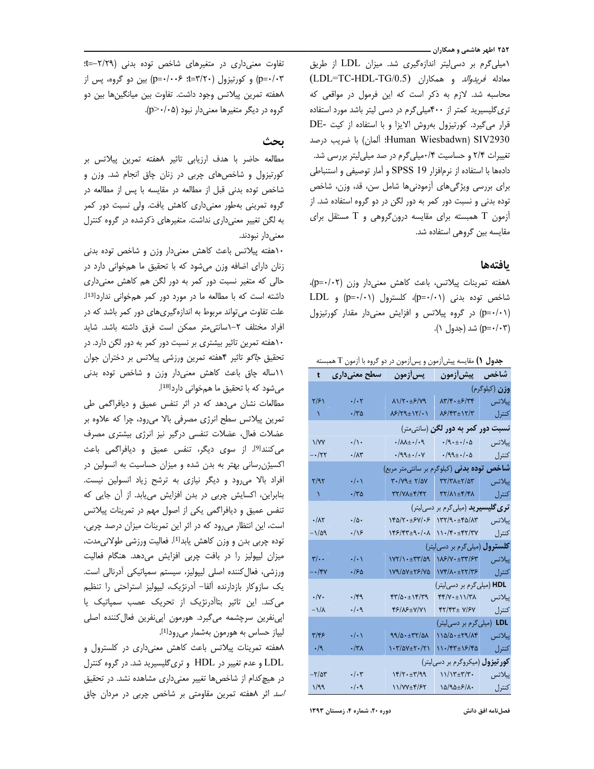۱میلی‌گرم بر دسی‌لیتر اندازه‌گیری شد. میزان LDL از طریق معادله *فریدوالد* و همکاران (LDL=TC-HDL-TG/0.5) محاسبه شد. لازم به ذکر است که این فرمول در مواقعی که تری‌گلیسیرید کمتر از ۴۰۰میلی‌گرم در دسی لیتر باشد مورد استفاده قرار می‌گیرد. کورتیزول به‌روش الایزا و با استفاده از کیت DE-SIV2930 (Human Wiesbadwn؛ آلمان) با ضریب درصد تغییرات ۲/۴ و حساسیت ۰/۴میلی‌گرم در صد میلی‌لیتر بررسی شد. داده‌ها با استفاده از نرم‌افزار SPSS 19 و آمار توصیفی و استنباطی برای بررسی ویژگی‌های آزمودنی‌ها شامل سن، قد، وزن، شاخص توده بدنی و نسبت دور کمر به دور لگن در دو گروه استفاده شد. از آزمون T همبسته برای مقایسه درون‌گروهی و T مستقل برای مقایسه بین گروهی استفاده شد.

## یافته‌ها

۸هفته تمرینات پیلاتس، باعث کاهش معنی‌دار وزن (p=۰/۰۲)، شاخص توده بدنی (p=۰/۰۱)، کلسترول (p=۰/۰۱) و LDL (p=۰/۰۱) در گروه پیلاتس و افزایش معنی‌دار مقدار کورتیزول (p=۰/۰۳) شد (جدول ۱).

**جدول ۱)** مقایسه پیش‌آزمون و پس‌آزمون در دو گروه با آزمون T همبسته

| شاخص | پیش‌آزمون | پس‌آزمون | سطح معنی‌داری | t |
|---|---|---|---|---|
| **وزن** (کیلوگرم) | | | | |
| پیلاتس | ۸۳/۴۰±۶/۳۴ | ۸۱/۲۰±۶/۷۹ | ۰/۰۲ | ۲/۶۱ |
| کنترل | ۸۶/۴۳±۱۲/۳ | ۸۶/۲۹±۱۲/۰۱ | ۰/۳۵ | ۱ |
| **نسبت دور کمر به دور لگن** (سانتی‌متر) | | | | |
| پیلاتس | ۰/۹۰±۰/۰۵ | ۰/۸۸±۰/۰۹ | ۰/۱۰ | ۱/۷۷ |
| کنترل | ۰/۹۹±۰/۰۵ | ۰/۹۹±۰/۰۷ | ۰/۸۳ | -۰/۲۲ |
| **شاخص توده بدنی** (کیلوگرم بر سانتی‌متر مربع) | | | | |
| پیلاتس | ۳۲/۳۸±۲/۵۳ | ۳۰/۷۹± ۲/۵۷ | ۰/۰۱ | ۲/۹۲ |
| کنترل | ۳۲/۸۱±۴/۴۸ | ۳۲/۷۸±۴/۴۲ | ۰/۳۵ | ۱ |
| **تری‌گلیسیرید** (میلی‌گرم بر دسی‌لیتر) | | | | |
| پیلاتس | ۱۳۲/۹۰±۴۵/۸۳ | ۱۴۵/۲۰±۶۷/۰۶ | ۰/۵۰ | ۰/۸۲ |
| کنترل | ۱۱۰/۴۰±۴۲/۳۷ | ۱۴۶/۴۳±۹۰/۰۸ | ۰/۱۶ | -۱/۵۹ |
| **کلسترول** (میلی‌گرم بر دسی‌لیتر) | | | | |
| پیلاتس | ۱۸۶/۷۰±۳۳/۶۳ | ۱۷۲/۱۰±۳۳/۵۹ | ۰/۰۱ | ۳/۰۰ |
| کنترل | ۱۷۴/۸۰±۲۲/۳۶ | ۱۷۹/۵۷±۲۶/۷۵ | ۰/۶۵ | -۰/۴۷ |
| **HDL** (میلی‌گرم بر دسی‌لیتر) | | | | |
| پیلاتس | ۴۴/۷۰±۱۱/۳۸ | ۴۳/۵۰±۱۴/۳۹ | ۰/۴۹ | ۰/۷۰ |
| کنترل | ۴۲/۴۳± ۷/۶۷ | ۴۶/۸۶±۷/۷۱ | ۰/۰۹ | -۱/۸ |
| **LDL** (میلی‌گرم بر دسی‌لیتر) | | | | |
| پیلاتس | ۱۱۵/۵۰±۲۹/۸۴ | ۹۹/۵۰±۳۲/۵۸ | ۰/۰۱ | ۳/۴۶ |
| کنترل | ۱۱۰/۴۳±۱۶/۴۵ | ۱۰۳/۵۷±۲۰/۲۱ | ۰/۳۸ | ۰/۹ |
| **کورتیزول** (میکروگرم بر دسی‌لیتر) | | | | |
| پیلاتس | ۱۱/۱۳±۳/۳۰ | ۱۴/۲۰±۳/۹۹ | ۰/۰۳ | -۲/۵۳ |
| کنترل | ۱۵/۹۵±۶/۸۰ | ۱۱/۷۷±۴/۶۲ | ۰/۰۹ | ۱/۹۹ |

تفاوت معنی‌داری در متغیرهای شاخص توده بدنی (t=-۲/۲۹؛ p=۰/۰۳) و کورتیزول (t=۳/۲۰؛ p=۰/۰۰۶) بین دو گروه، پس از ۸هفته تمرین پیلاتس وجود داشت. تفاوت بین میانگین‌ها بین دو گروه در دیگر متغیرها معنی‌دار نبود (p>۰/۰۵).

## بحث

مطالعه حاضر با هدف ارزیابی تاثیر ۸هفته تمرین پیلاتس بر کورتیزول و شاخص‌های چربی در زنان چاق انجام شد. وزن و شاخص توده بدنی قبل از مطالعه در مقایسه با پس از مطالعه در گروه تمرینی به‌طور معنی‌داری کاهش یافت. ولی نسبت دور کمر به لگن تغییر معنی‌داری نداشت. متغیرهای ذکرشده در گروه کنترل معنی‌دار نبودند.

۱۰هفته پیلاتس باعث کاهش معنی‌دار وزن و شاخص توده بدنی زنان دارای اضافه وزن می‌شود که با تحقیق ما همخوانی دارد در حالی که متغیر نسبت دور کمر به دور لگن هم کاهش معنی‌داری داشته است که با مطالعه ما در مورد دور کمر همخوانی ندارد[13]. علت تفاوت می‌تواند مربوط به اندازه‌گیری‌های دور کمر باشد که در افراد مختلف ۲-۱سانتی‌متر ممکن است فرق داشته باشد. شاید ۱۰هفته تمرین تاثیر بیشتری بر نسبت دور کمر به دور لگن دارد. در تحقیق *جاگو* تاثیر ۴هفته تمرین ورزشی پیلاتس بر دختران جوان ۱۱ساله چاق باعث کاهش معنی‌دار وزن و شاخص توده بدنی می‌شود که با تحقیق ما همخوانی دارد[18].

مطالعات نشان می‌دهد که در اثر تنفس عمیق و دیافراگمی طی تمرین پیلاتس سطح انرژی مصرفی بالا می‌رود، چرا که علاوه بر عضلات فعال، عضلات تنفسی درگیر نیز انرژی بیشتری مصرف می‌کنند[9]. از سوی دیگر، تنفس عمیق و دیافراگمی باعث اکسیژن‌رسانی بهتر به بدن شده و میزان حساسیت به انسولین در افراد بالا می‌رود و دیگر نیازی به ترشح زیاد انسولین نیست. بنابراین، اکسایش چربی در بدن افزایش می‌یابد. از آن جایی که تنفس عمیق و دیافراگمی یکی از اصول مهم در تمرینات پیلاتس است، این انتظار می‌رود که در اثر این تمرینات میزان درصد چربی، توده چربی بدن و وزن کاهش یابد[1]. فعالیت ورزشی طولانی‌مدت، میزان لیپولیز را در بافت چربی افزایش می‌دهد. هنگام فعالیت ورزشی، فعال‌کننده اصلی لیپولیز، سیستم سمپاتیکی آدرنالی است. یک سازوکار بازدارنده آلفا- آدرنژیک، لیپولیز استراحتی را تنظیم می‌کند. این تاثیر بتاآدرنژیک از تحریک عصب سمپاتیک یا اپی‌نفرین سرچشمه می‌گیرد. هورمون اپی‌نفرین فعال‌کننده اصلی لیپاز حساس به هورمون به‌شمار می‌رود[1].

۸هفته تمرینات پیلاتس باعث کاهش معنی‌داری در کلسترول و LDL و عدم تغییر در HDL و تری‌گلیسیرید شد. در گروه کنترل در هیچ‌کدام از شاخص‌ها تغییر معنی‌داری مشاهده نشد. در تحقیق *اسد* اثر ۸هفته تمرین مقاومتی بر شاخص چربی در مردان چاق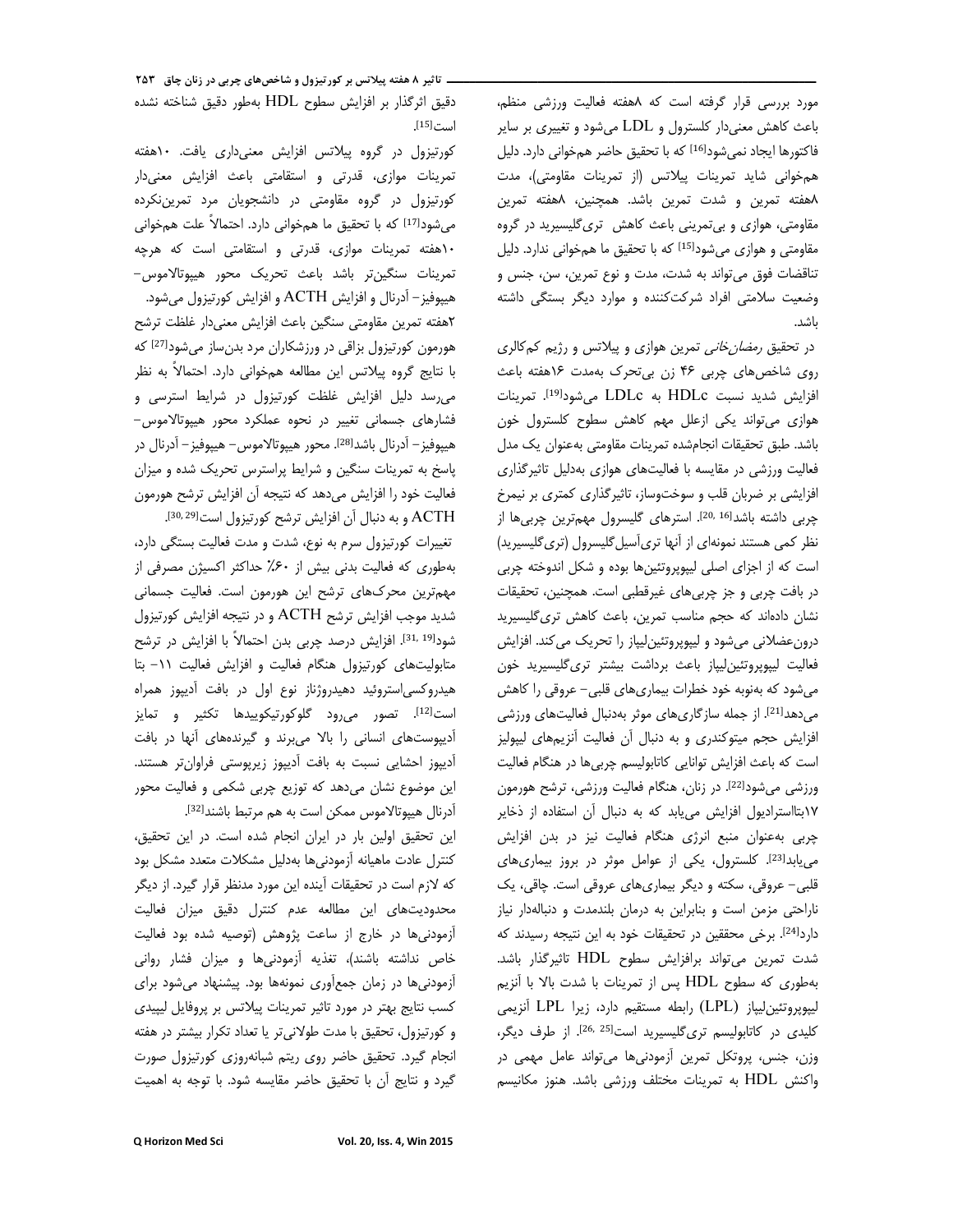مورد بررسی قرار گرفته است که ۸هفته فعالیت ورزشی منظم، باعث کاهش معنی‌دار کلسترول و LDL می‌شود و تغییری بر سایر فاکتورها ایجاد نمی‌شود[16] که با تحقیق حاضر همخوانی دارد. دلیل همخوانی شاید تمرینات پیلاتس (از تمرینات مقاومتی)، مدت ۸هفته تمرین و شدت تمرین باشد. همچنین، ۸هفته تمرین مقاومتی، هوازی و بی‌تمرینی باعث کاهش تری‌گلیسیرید در گروه مقاومتی و هوازی می‌شود[15] که با تحقیق ما همخوانی ندارد. دلیل تناقضات فوق می‌تواند به شدت، مدت و نوع تمرین، سن، جنس و وضعیت سلامتی افراد شرکت‌کننده و موارد دیگر بستگی داشته باشد.

در تحقیق *رمضان‌خانی* تمرین هوازی و پیلاتس و رژیم کم‌کالری روی شاخص‌های چربی ۴۶ زن بی‌تحرک به‌مدت ۱۶هفته باعث افزایش شدید نسبت HDLc به LDLc می‌شود[19]. تمرینات هوازی می‌تواند یکی ازعلل مهم کاهش سطوح کلسترول خون باشد. طبق تحقیقات انجام‌شده تمرینات مقاومتی به‌عنوان یک مدل فعالیت ورزشی در مقایسه با فعالیت‌های هوازی به‌دلیل تاثیرگذاری افزایشی بر ضربان قلب و سوخت‌وساز، تاثیرگذاری کمتری بر نیمرخ چربی داشته باشد[16, 20]. استرهای گلیسرول مهم‌ترین چربی‌ها از نظر کمی هستند نمونه‌ای از آنها تری‌آسیل‌گلیسرول (تری‌گلیسیرید) است که از اجزای اصلی لیپوپروتئین‌ها بوده و شکل اندوخته چربی در بافت چربی و جز چربی‌های غیرقطبی است. همچنین، تحقیقات نشان داده‌اند که حجم مناسب تمرین، باعث کاهش تری‌گلیسیرید درون‌عضلانی می‌شود و لیپوپروتئین‌لیپاز را تحریک می‌کند. افزایش فعالیت لیپوپروتئین‌لیپاز باعث برداشت بیشتر تری‌گلیسیرید خون می‌شود که به‌نوبه خود خطرات بیماری‌های قلبی- عروقی را کاهش می‌دهد[21]. از جمله سازگاری‌های موثر به‌دنبال فعالیت‌های ورزشی افزایش حجم میتوکندری و به دنبال آن فعالیت آنزیم‌های لیپولیز است که باعث افزایش توانایی کاتابولیسم چربی‌ها در هنگام فعالیت ورزشی می‌شود[22]. در زنان، هنگام فعالیت ورزشی، ترشح هورمون ۱۷بتااسترادیول افزایش می‌یابد که به دنبال آن استفاده از ذخایر چربی به‌عنوان منبع انرژی هنگام فعالیت نیز در بدن افزایش می‌یابد[23]. کلسترول، یکی از عوامل موثر در بروز بیماری‌های قلبی- عروقی، سکته و دیگر بیماری‌های عروقی است. چاقی، یک ناراحتی مزمن است و بنابراین به درمان بلندمدت و دنباله‌دار نیاز دارد[24]. برخی محققین در تحقیقات خود به این نتیجه رسیدند که شدت تمرین می‌تواند برافزایش سطوح HDL تاثیرگذار باشد. به‌طوری که سطوح HDL پس از تمرینات با شدت بالا با آنزیم لیپوپروتئین‌لیپاز (LPL) رابطه مستقیم دارد، زیرا LPL آنزیمی کلیدی در کاتابولیسم تری‌گلیسیرید است[25, 26]. از طرف دیگر، وزن، جنس، پروتکل تمرین آزمودنی‌ها می‌تواند عامل مهمی در واکنش HDL به تمرینات مختلف ورزشی باشد. هنوز مکانیسم دقیق اثرگذار بر افزایش سطوح HDL به‌طور دقیق شناخته نشده است[15].

کورتیزول در گروه پیلاتس افزایش معنی‌داری یافت. ۱۰هفته تمرینات موازی، قدرتی و استقامتی باعث افزایش معنی‌دار کورتیزول در گروه مقاومتی در دانشجویان مرد تمرین‌نکرده می‌شود[17] که با تحقیق ما همخوانی دارد. احتمالاً علت همخوانی ۱۰هفته تمرینات موازی، قدرتی و استقامتی است که هرچه تمرینات سنگین‌تر باشد باعث تحریک محور هیپوتالاموس- هیپوفیز- آدرنال و افزایش ACTH و افزایش کورتیزول می‌شود. ۲هفته تمرین مقاومتی سنگین باعث افزایش معنی‌دار غلظت ترشح هورمون کورتیزول بزاقی در ورزشکاران مرد بدن‌ساز می‌شود[27] که با نتایج گروه پیلاتس این مطالعه همخوانی دارد. احتمالاً به نظر می‌رسد دلیل افزایش غلظت کورتیزول در شرایط استرسی و فشارهای جسمانی تغییر در نحوه عملکرد محور هیپوتالاموس- هیپوفیز- آدرنال باشد[28]. محور هیپوتالاموس- هیپوفیز- آدرنال در پاسخ به تمرینات سنگین و شرایط پراسترس تحریک شده و میزان فعالیت خود را افزایش می‌دهد که نتیجه آن افزایش ترشح هورمون ACTH و به دنبال آن افزایش ترشح کورتیزول است[29, 30].

تغییرات کورتیزول سرم به نوع، شدت و مدت فعالیت بستگی دارد، به‌طوری که فعالیت بدنی بیش از ۶۰٪ حداکثر اکسیژن مصرفی از مهم‌ترین محرک‌های ترشح این هورمون است. فعالیت جسمانی شدید موجب افزایش ترشح ACTH و در نتیجه افزایش کورتیزول شود[19, 31]. افزایش درصد چربی بدن احتمالاً با افزایش در ترشح متابولیت‌های کورتیزول هنگام فعالیت و افزایش فعالیت ۱۱- بتا هیدروکسی‌استروئید دهیدروژناز نوع اول در بافت آدیپوز همراه است[12]. تصور می‌رود گلوکورتیکوییدها تکثیر و تمایز آدیپوست‌های انسانی را بالا می‌برند و گیرنده‌های آنها در بافت آدیپوز احشایی نسبت به بافت آدیپوز زیرپوستی فراوان‌تر هستند. این موضوع نشان می‌دهد که توزیع چربی شکمی و فعالیت محور آدرنال هیپوتالاموس ممکن است به هم مرتبط باشند[32].

این تحقیق اولین بار در ایران انجام شده است. در این تحقیق، کنترل عادت ماهیانه آزمودنی‌ها به‌دلیل مشکلات متعدد مشکل بود که لازم است در تحقیقات آینده این مورد مدنظر قرار گیرد. از دیگر محدودیت‌های این مطالعه عدم کنترل دقیق میزان فعالیت آزمودنی‌ها در خارج از ساعت پژوهش (توصیه شده بود فعالیت خاص نداشته باشند)، تغذیه آزمودنی‌ها و میزان فشار روانی آزمودنی‌ها در زمان جمع‌آوری نمونه‌ها بود. پیشنهاد می‌شود برای کسب نتایج بهتر در مورد تاثیر تمرینات پیلاتس بر پروفایل لیپیدی و کورتیزول، تحقیق با مدت طولانی‌تر یا تعداد تکرار بیشتر در هفته انجام گیرد. تحقیق حاضر روی ریتم شبانه‌روزی کورتیزول صورت گیرد و نتایج آن با تحقیق حاضر مقایسه شود. با توجه به اهمیت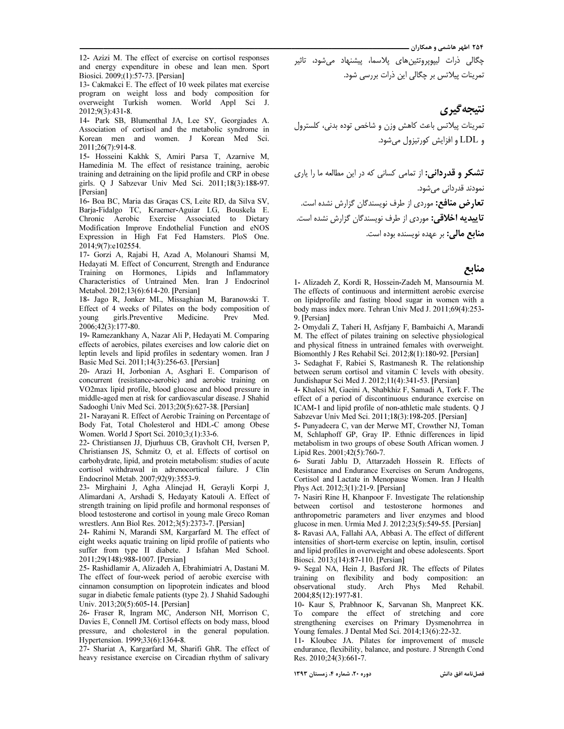چگالی ذرات لیپوپروتئین‌های پلاسما، پیشنهاد می‌شود، تاثیر تمرینات پیلاتس بر چگالی این ذرات بررسی شود.

## نتیجه‌گیری

تمرینات پیلاتس باعث کاهش وزن و شاخص توده بدنی، کلسترول و LDL و افزایش کورتیزول می‌شود.

**تشکر و قدردانی:** از تمامی کسانی که در این مطالعه ما را یاری نمودند قدردانی می‌شود.

**تعارض منافع:** موردی از طرف نویسندگان گزارش نشده است.

**تاییدیه اخلاقی:** موردی از طرف نویسندگان گزارش نشده است.

**منابع مالی:** بر عهده نویسنده بوده است.

## منابع

1- Alizadeh Z, Kordi R, Hossein-Zadeh M, Mansournia M. The effects of continuous and intermittent aerobic exercise on lipidprofile and fasting blood sugar in women with a body mass index more. Tehran Univ Med J. 2011;69(4):253-9. [Persian]

2- Omydali Z, Taheri H, Asfrjany F, Bambaichi A, Marandi M. The effect of pilates training on selective physiological and physical fitness in untrained females with overweight. Biomonthly J Res Rehabil Sci. 2012;8(1):180-92. [Persian]

3- Sedaghat F, Rabiei S, Rastmanesh R. The relationship between serum cortisol and vitamin C levels with obesity. Jundishapur Sci Med J. 2012;11(4):341-53. [Persian]

4- Khalesi M, Gaeini A, Shabkhiz F, Samadi A, Tork F. The effect of a period of discontinuous endurance exercise on ICAM-1 and lipid profile of non-athletic male students. Q J Sabzevar Univ Med Sci. 2011;18(3):198-205. [Persian]

5- Punyadeera C, van der Merwe MT, Crowther NJ, Toman M, Schlaphoff GP, Gray IP. Ethnic differences in lipid metabolism in two groups of obese South African women. J Lipid Res. 2001;42(5):760-7.

6- Surati Jablu D, Attarzadeh Hossein R. Effects of Resistance and Endurance Exercises on Serum Androgens, Cortisol and Lactate in Menopause Women. Iran J Health Phys Act. 2012;3(1):21-9. [Persian]

7- Nasiri Rine H, Khanpoor F. Investigate The relationship between cortisol and testosterone hormones and anthropometric parameters and liver enzymes and blood glucose in men. Urmia Med J. 2012;23(5):549-55. [Persian]

8- Ravasi AA, Fallahi AA, Abbasi A. The effect of different intensities of short-term exercise on leptin, insulin, cortisol and lipid profiles in overweight and obese adolescents. Sport Biosci. 2013;(14):87-110. [Persian]

9- Segal NA, Hein J, Basford JR. The effects of Pilates training on flexibility and body composition: an observational study. Arch Phys Med Rehabil. 2004;85(12):1977-81.

10- Kaur S, Prabhnoor K, Sarvanan Sh, Manpreet KK. To compare the effect of stretching and core strengthening exercises on Primary Dysmenohrrea in Young females. J Dental Med Sci. 2014;13(6):22-32.

11- Kloubec JA. Pilates for improvement of muscle endurance, flexibility, balance, and posture. J Strength Cond Res. 2010;24(3):661-7.

12- Azizi M. The effect of exercise on cortisol responses and energy expenditure in obese and lean men. Sport Biosici. 2009;(1):57-73. [Persian]

13- Cakmakci E. The effect of 10 week pilates mat exercise program on weight loss and body composition for overweight Turkish women. World Appl Sci J. 2012;9(3):431-8.

14- Park SB, Blumenthal JA, Lee SY, Georgiades A. Association of cortisol and the metabolic syndrome in Korean men and women. J Korean Med Sci. 2011;26(7):914-8.

15- Hosseini Kakhk S, Amiri Parsa T, Azarnive M, Hamedinia M. The effect of resistance training, aerobic training and detraining on the lipid profile and CRP in obese girls. Q J Sabzevar Univ Med Sci. 2011;18(3):188-97. [Persian]

16- Boa BC, Maria das Graças CS, Leite RD, da Silva SV, Barja-Fidalgo TC, Kraemer-Aguiar LG, Bouskela E. Chronic Aerobic Exercise Associated to Dietary Modification Improve Endothelial Function and eNOS Expression in High Fat Fed Hamsters. PloS One. 2014;9(7):e102554.

17- Gorzi A, Rajabi H, Azad A, Molanouri Shamsi M, Hedayati M. Effect of Concurrent, Strength and Endurance Training on Hormones, Lipids and Inflammatory Characteristics of Untrained Men. Iran J Endocrinol Metabol. 2012;13(6):614-20. [Persian]

18- Jago R, Jonker ML, Missaghian M, Baranowski T. Effect of 4 weeks of Pilates on the body composition of young girls.Preventive Medicine. Prev Med. 2006;42(3):177-80.

19- Ramezankhany A, Nazar Ali P, Hedayati M. Comparing effects of aerobics, pilates exercises and low calorie diet on leptin levels and lipid profiles in sedentary women. Iran J Basic Med Sci. 2011;14(3):256-63. [Persian]

20- Arazi H, Jorbonian A, Asghari E. Comparison of concurrent (resistance-aerobic) and aerobic training on VO2max lipid profile, blood glucose and blood pressure in middle-aged men at risk for cardiovascular disease. J Shahid Sadooghi Univ Med Sci. 2013;20(5):627-38. [Persian]

21- Narayani R. Effect of Aerobic Training on Percentage of Body Fat, Total Cholesterol and HDL-C among Obese Women. World J Sport Sci. 2010;3;(1):33-6.

22- Christiansen JJ, Djurhuus CB, Gravholt CH, Iversen P, Christiansen JS, Schmitz O, et al. Effects of cortisol on carbohydrate, lipid, and protein metabolism: studies of acute cortisol withdrawal in adrenocortical failure. J Clin Endocrinol Metab. 2007;92(9):3553-9.

23- Mirghaini J, Agha Alinejad H, Gerayli Korpi J, Alimardani A, Arshadi S, Hedayaty Katouli A. Effect of strength training on lipid profile and hormonal responses of blood testosterone and cortisol in young male Greco Roman wrestlers. Ann Biol Res. 2012;3(5):2373-7. [Persian]

24- Rahimi N, Marandi SM, Kargarfard M. The effect of eight weeks aquatic training on lipid profile of patients who suffer from type II diabete. J Isfahan Med School. 2011;29(148):988-1007. [Persian]

25- Rashidlamir A, Alizadeh A, Ebrahimiatri A, Dastani M. The effect of four-week period of aerobic exercise with cinnamon consumption on lipoprotein indicates and blood sugar in diabetic female patients (type 2). J Shahid Sadoughi Univ. 2013;20(5):605-14. [Persian]

26- Fraser R, Ingram MC, Anderson NH, Morrison C, Davies E, Connell JM. Cortisol effects on body mass, blood pressure, and cholesterol in the general population. Hypertension. 1999;33(6):1364-8.

27- Shariat A, Kargarfard M, Sharifi GhR. The effect of heavy resistance exercise on Circadian rhythm of salivary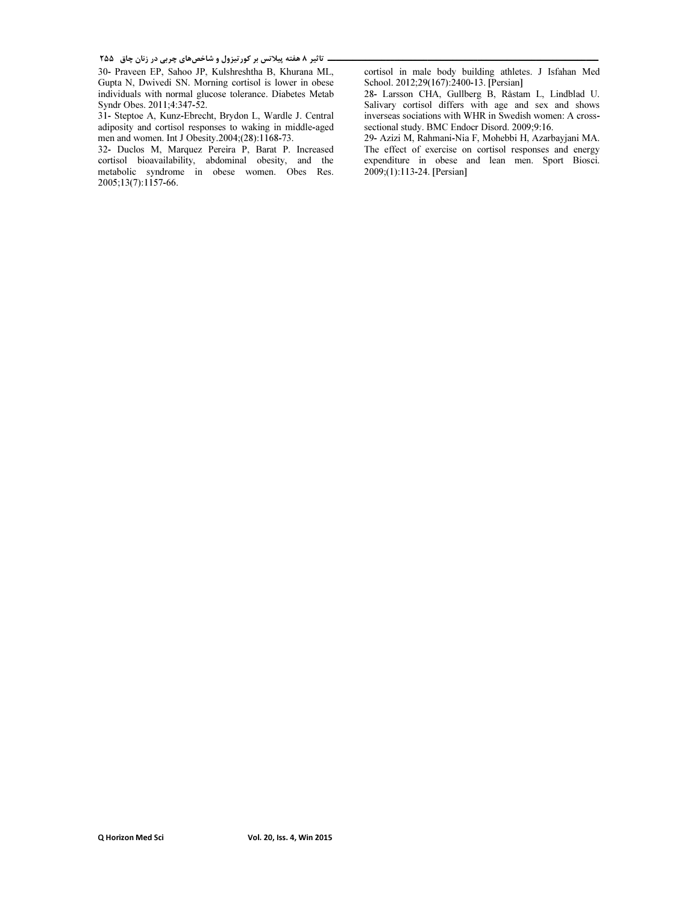30- Praveen EP, Sahoo JP, Kulshreshtha B, Khurana ML, Gupta N, Dwivedi SN. Morning cortisol is lower in obese individuals with normal glucose tolerance. Diabetes Metab Syndr Obes. 2011;4:347-52.

31- Steptoe A, Kunz-Ebrecht, Brydon L, Wardle J. Central adiposity and cortisol responses to waking in middle-aged men and women. Int J Obesity.2004;(28):1168-73.

32- Duclos M, Marquez Pereira P, Barat P. Increased cortisol bioavailability, abdominal obesity, and the metabolic syndrome in obese women. Obes Res. 2005;13(7):1157-66.

cortisol in male body building athletes. J Isfahan Med School. 2012;29(167):2400-13. [Persian]

28- Larsson CHA, Gullberg B, Råstam L, Lindblad U. Salivary cortisol differs with age and sex and shows inverseas sociations with WHR in Swedish women: A cross-sectional study. BMC Endocr Disord. 2009;9:16.

29- Azizi M, Rahmani-Nia F, Mohebbi H, Azarbayjani MA. The effect of exercise on cortisol responses and energy expenditure in obese and lean men. Sport Biosci. 2009;(1):113-24. [Persian]